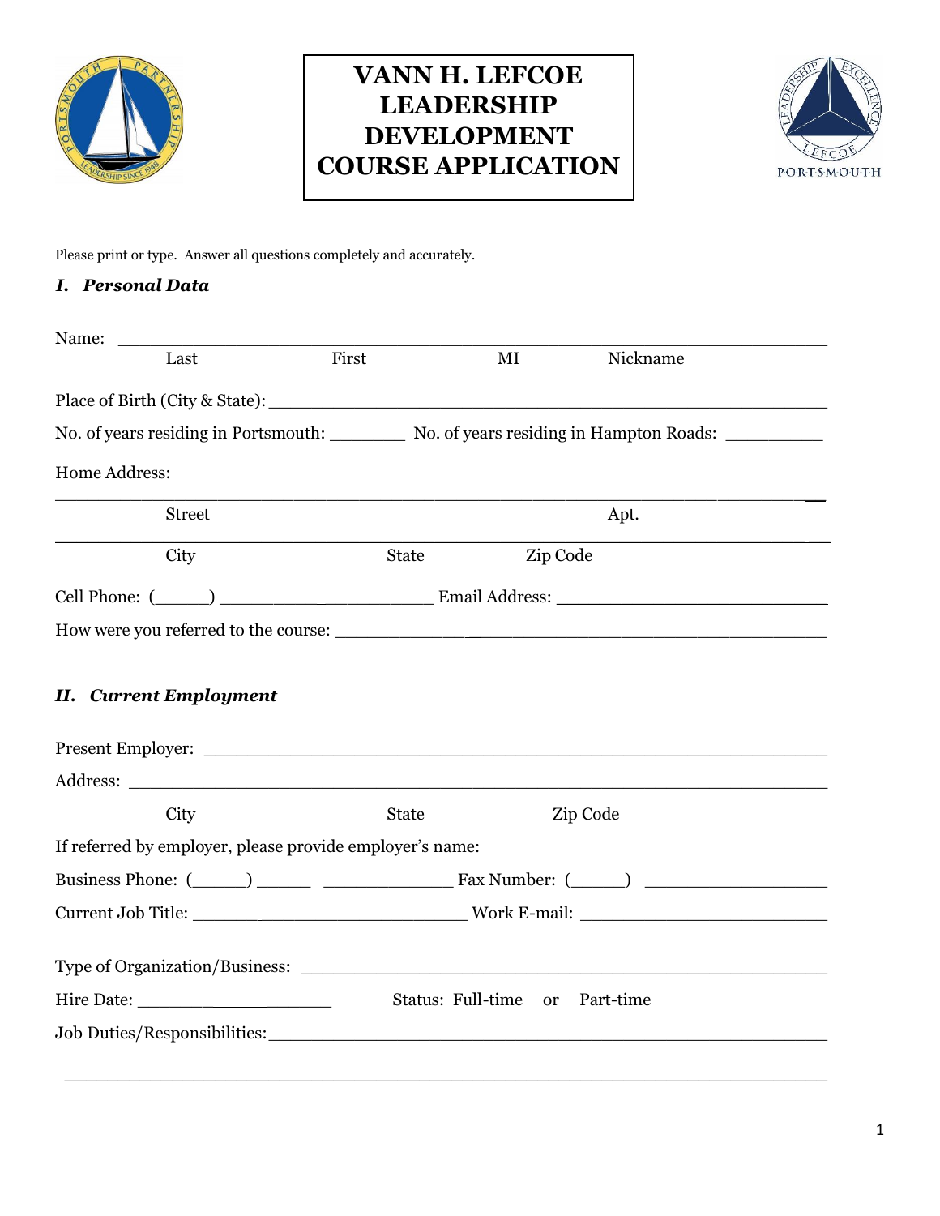# VANN H. LEFCOE LEADERSHIP DEVELOPMENT COURSE APPLICATION

Please print or type. Answer all questions completely and accurately.

## *I. Personal Data*

Name: ___________________________________________________________________

Last First MI Nickname

Place of Birth (City & State): ____________________________________________

No. of years residing in Portsmouth: ________ No. of years residing in Hampton Roads: __________

Home Address:

___________________________________________________________________

Street Apt.

___________________________________________________________________

City State Zip Code

Cell Phone: (______) _____________________ Email Address: ____________________________

How were you referred to the course: ______________________________________________

## *II. Current Employment*

Present Employer: ___________________________________________________________

Address: ___________________________________________________________________

City State Zip Code

If referred by employer, please provide employer's name:

Business Phone: (______) ___________________ Fax Number: (______) ___________________

Current Job Title: ___________________________ Work E-mail: __________________________

Type of Organization/Business: _______________________________________________

Hire Date: ___________________ Status: Full-time or Part-time

Job Duties/Responsibilities: ___________________________________________________

___________________________________________________________________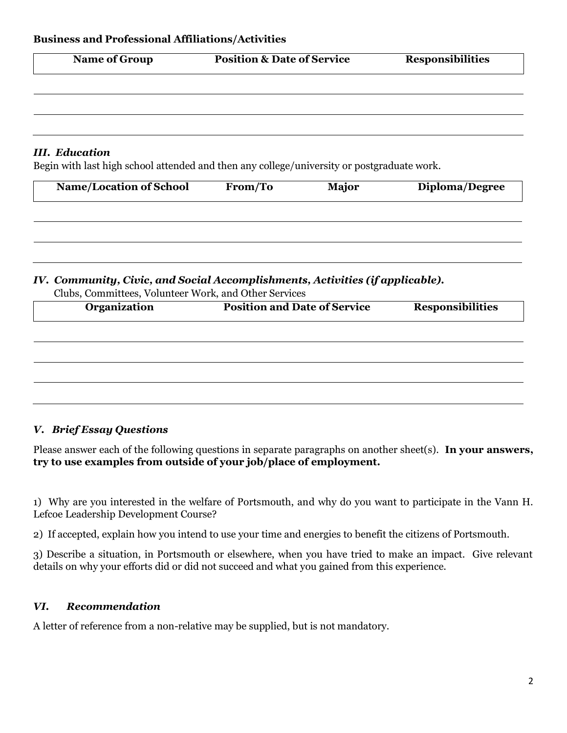**Business and Professional Affiliations/Activities**

| Name of Group | Position & Date of Service | Responsibilities |
| --- | --- | --- |
| | | |
| | | |
| | | |

### *III. Education*

Begin with last high school attended and then any college/university or postgraduate work.

| Name/Location of School | From/To | Major | Diploma/Degree |
| --- | --- | --- | --- |
| | | | |
| | | | |
| | | | |

### *IV. Community, Civic, and Social Accomplishments, Activities (if applicable).*

Clubs, Committees, Volunteer Work, and Other Services

| Organization | Position and Date of Service | Responsibilities |
| --- | --- | --- |
| | | |
| | | |
| | | |
| | | |

### *V. Brief Essay Questions*

Please answer each of the following questions in separate paragraphs on another sheet(s). **In your answers, try to use examples from outside of your job/place of employment.**

1) Why are you interested in the welfare of Portsmouth, and why do you want to participate in the Vann H. Lefcoe Leadership Development Course?

2) If accepted, explain how you intend to use your time and energies to benefit the citizens of Portsmouth.

3) Describe a situation, in Portsmouth or elsewhere, when you have tried to make an impact. Give relevant details on why your efforts did or did not succeed and what you gained from this experience.

### *VI. Recommendation*

A letter of reference from a non-relative may be supplied, but is not mandatory.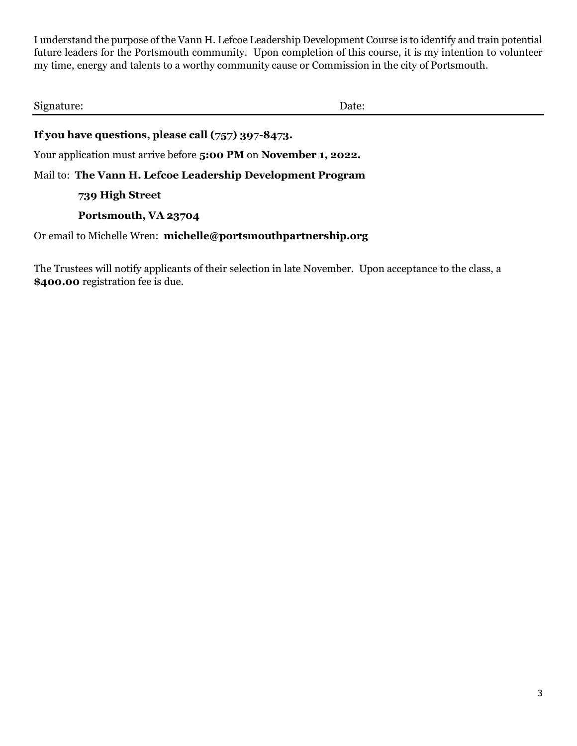I understand the purpose of the Vann H. Lefcoe Leadership Development Course is to identify and train potential future leaders for the Portsmouth community. Upon completion of this course, it is my intention to volunteer my time, energy and talents to a worthy community cause or Commission in the city of Portsmouth.

Signature: Date:

---

**If you have questions, please call (757) 397-8473.**

Your application must arrive before **5:00 PM** on **November 1, 2022.**

Mail to: **The Vann H. Lefcoe Leadership Development Program**

**739 High Street**

**Portsmouth, VA 23704**

Or email to Michelle Wren: **michelle@portsmouthpartnership.org**

The Trustees will notify applicants of their selection in late November. Upon acceptance to the class, a **$400.00** registration fee is due.